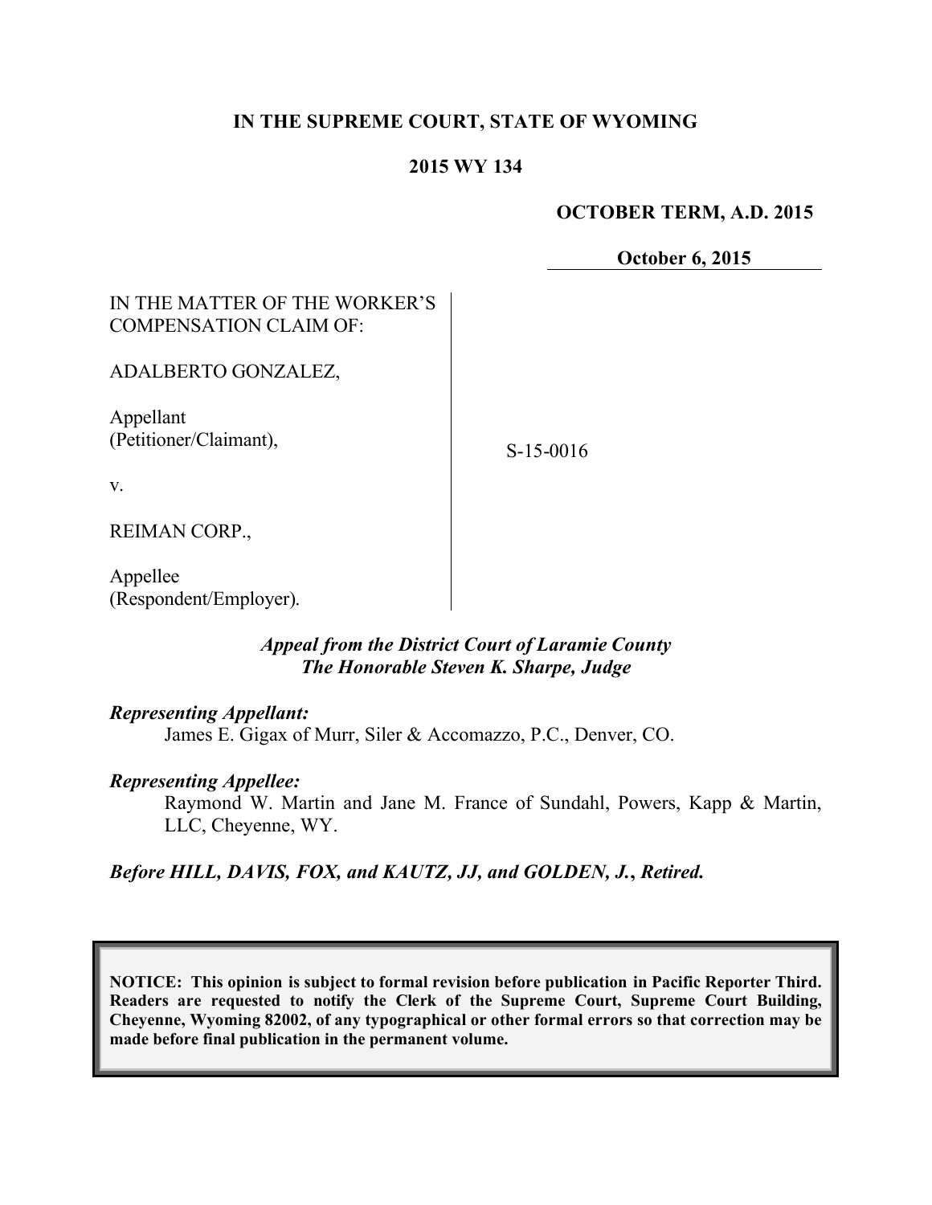**IN THE SUPREME COURT, STATE OF WYOMING**

**2015 WY 134**

**OCTOBER TERM, A.D. 2015**

**October 6, 2015**

IN THE MATTER OF THE WORKER'S COMPENSATION CLAIM OF:

ADALBERTO GONZALEZ,

Appellant
(Petitioner/Claimant),

v.

REIMAN CORP.,

Appellee
(Respondent/Employer).

S-15-0016

*Appeal from the District Court of Laramie County*
*The Honorable Steven K. Sharpe, Judge*

***Representing Appellant:***

James E. Gigax of Murr, Siler & Accomazzo, P.C., Denver, CO.

***Representing Appellee:***

Raymond W. Martin and Jane M. France of Sundahl, Powers, Kapp & Martin, LLC, Cheyenne, WY.

***Before HILL, DAVIS, FOX, and KAUTZ, JJ, and GOLDEN, J., Retired.***

**NOTICE: This opinion is subject to formal revision before publication in Pacific Reporter Third. Readers are requested to notify the Clerk of the Supreme Court, Supreme Court Building, Cheyenne, Wyoming 82002, of any typographical or other formal errors so that correction may be made before final publication in the permanent volume.**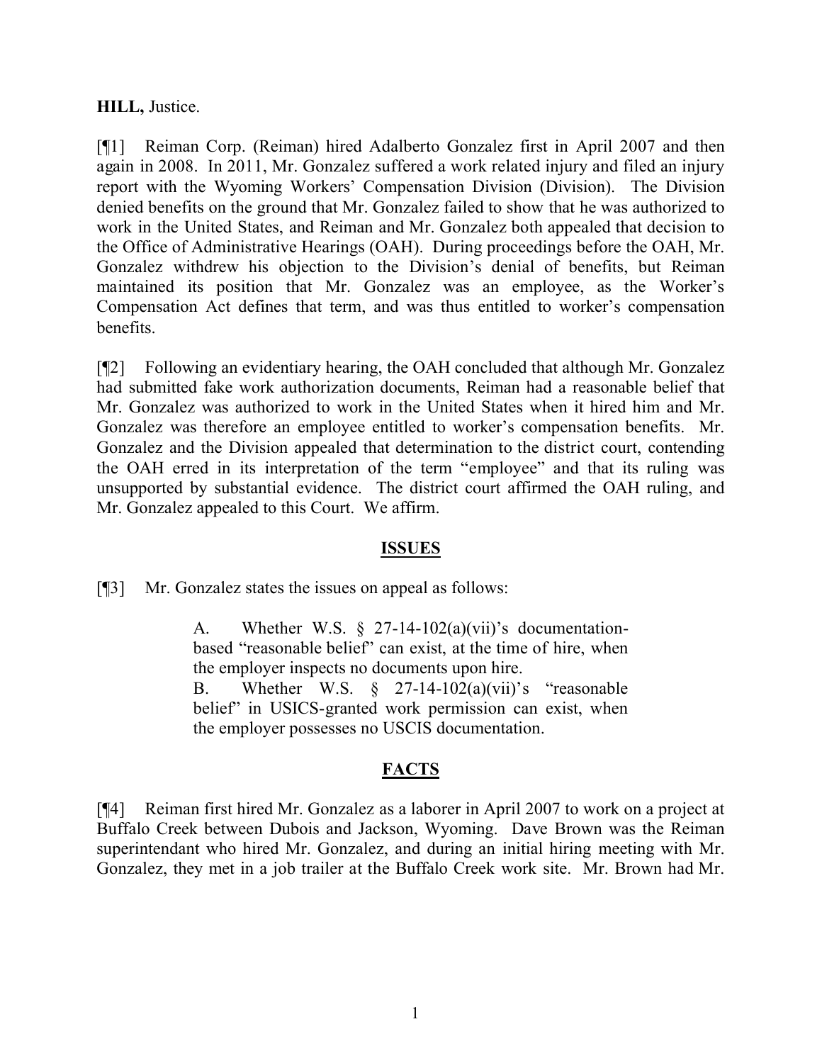**HILL,** Justice.

[¶1] Reiman Corp. (Reiman) hired Adalberto Gonzalez first in April 2007 and then again in 2008. In 2011, Mr. Gonzalez suffered a work related injury and filed an injury report with the Wyoming Workers' Compensation Division (Division). The Division denied benefits on the ground that Mr. Gonzalez failed to show that he was authorized to work in the United States, and Reiman and Mr. Gonzalez both appealed that decision to the Office of Administrative Hearings (OAH). During proceedings before the OAH, Mr. Gonzalez withdrew his objection to the Division's denial of benefits, but Reiman maintained its position that Mr. Gonzalez was an employee, as the Worker's Compensation Act defines that term, and was thus entitled to worker's compensation benefits.

[¶2] Following an evidentiary hearing, the OAH concluded that although Mr. Gonzalez had submitted fake work authorization documents, Reiman had a reasonable belief that Mr. Gonzalez was authorized to work in the United States when it hired him and Mr. Gonzalez was therefore an employee entitled to worker's compensation benefits. Mr. Gonzalez and the Division appealed that determination to the district court, contending the OAH erred in its interpretation of the term "employee" and that its ruling was unsupported by substantial evidence. The district court affirmed the OAH ruling, and Mr. Gonzalez appealed to this Court. We affirm.

## ISSUES

[¶3] Mr. Gonzalez states the issues on appeal as follows:

> A. Whether W.S. § 27-14-102(a)(vii)'s documentation-based "reasonable belief" can exist, at the time of hire, when the employer inspects no documents upon hire.
>
> B. Whether W.S. § 27-14-102(a)(vii)'s "reasonable belief" in USICS-granted work permission can exist, when the employer possesses no USCIS documentation.

## FACTS

[¶4] Reiman first hired Mr. Gonzalez as a laborer in April 2007 to work on a project at Buffalo Creek between Dubois and Jackson, Wyoming. Dave Brown was the Reiman superintendant who hired Mr. Gonzalez, and during an initial hiring meeting with Mr. Gonzalez, they met in a job trailer at the Buffalo Creek work site. Mr. Brown had Mr.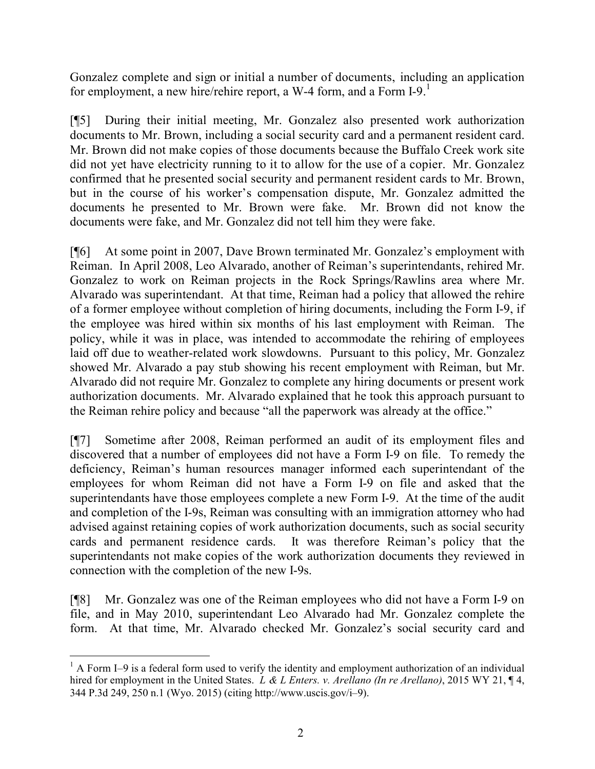Gonzalez complete and sign or initial a number of documents, including an application for employment, a new hire/rehire report, a W-4 form, and a Form I-9.[1]

[¶5] During their initial meeting, Mr. Gonzalez also presented work authorization documents to Mr. Brown, including a social security card and a permanent resident card. Mr. Brown did not make copies of those documents because the Buffalo Creek work site did not yet have electricity running to it to allow for the use of a copier. Mr. Gonzalez confirmed that he presented social security and permanent resident cards to Mr. Brown, but in the course of his worker's compensation dispute, Mr. Gonzalez admitted the documents he presented to Mr. Brown were fake. Mr. Brown did not know the documents were fake, and Mr. Gonzalez did not tell him they were fake.

[¶6] At some point in 2007, Dave Brown terminated Mr. Gonzalez's employment with Reiman. In April 2008, Leo Alvarado, another of Reiman's superintendants, rehired Mr. Gonzalez to work on Reiman projects in the Rock Springs/Rawlins area where Mr. Alvarado was superintendant. At that time, Reiman had a policy that allowed the rehire of a former employee without completion of hiring documents, including the Form I-9, if the employee was hired within six months of his last employment with Reiman. The policy, while it was in place, was intended to accommodate the rehiring of employees laid off due to weather-related work slowdowns. Pursuant to this policy, Mr. Gonzalez showed Mr. Alvarado a pay stub showing his recent employment with Reiman, but Mr. Alvarado did not require Mr. Gonzalez to complete any hiring documents or present work authorization documents. Mr. Alvarado explained that he took this approach pursuant to the Reiman rehire policy and because "all the paperwork was already at the office."

[¶7] Sometime after 2008, Reiman performed an audit of its employment files and discovered that a number of employees did not have a Form I-9 on file. To remedy the deficiency, Reiman's human resources manager informed each superintendant of the employees for whom Reiman did not have a Form I-9 on file and asked that the superintendants have those employees complete a new Form I-9. At the time of the audit and completion of the I-9s, Reiman was consulting with an immigration attorney who had advised against retaining copies of work authorization documents, such as social security cards and permanent residence cards. It was therefore Reiman's policy that the superintendants not make copies of the work authorization documents they reviewed in connection with the completion of the new I-9s.

[¶8] Mr. Gonzalez was one of the Reiman employees who did not have a Form I-9 on file, and in May 2010, superintendant Leo Alvarado had Mr. Gonzalez complete the form. At that time, Mr. Alvarado checked Mr. Gonzalez's social security card and

---

[1] A Form I–9 is a federal form used to verify the identity and employment authorization of an individual hired for employment in the United States. *L & L Enters. v. Arellano (In re Arellano)*, 2015 WY 21, ¶ 4, 344 P.3d 249, 250 n.1 (Wyo. 2015) (citing http://www.uscis.gov/i–9).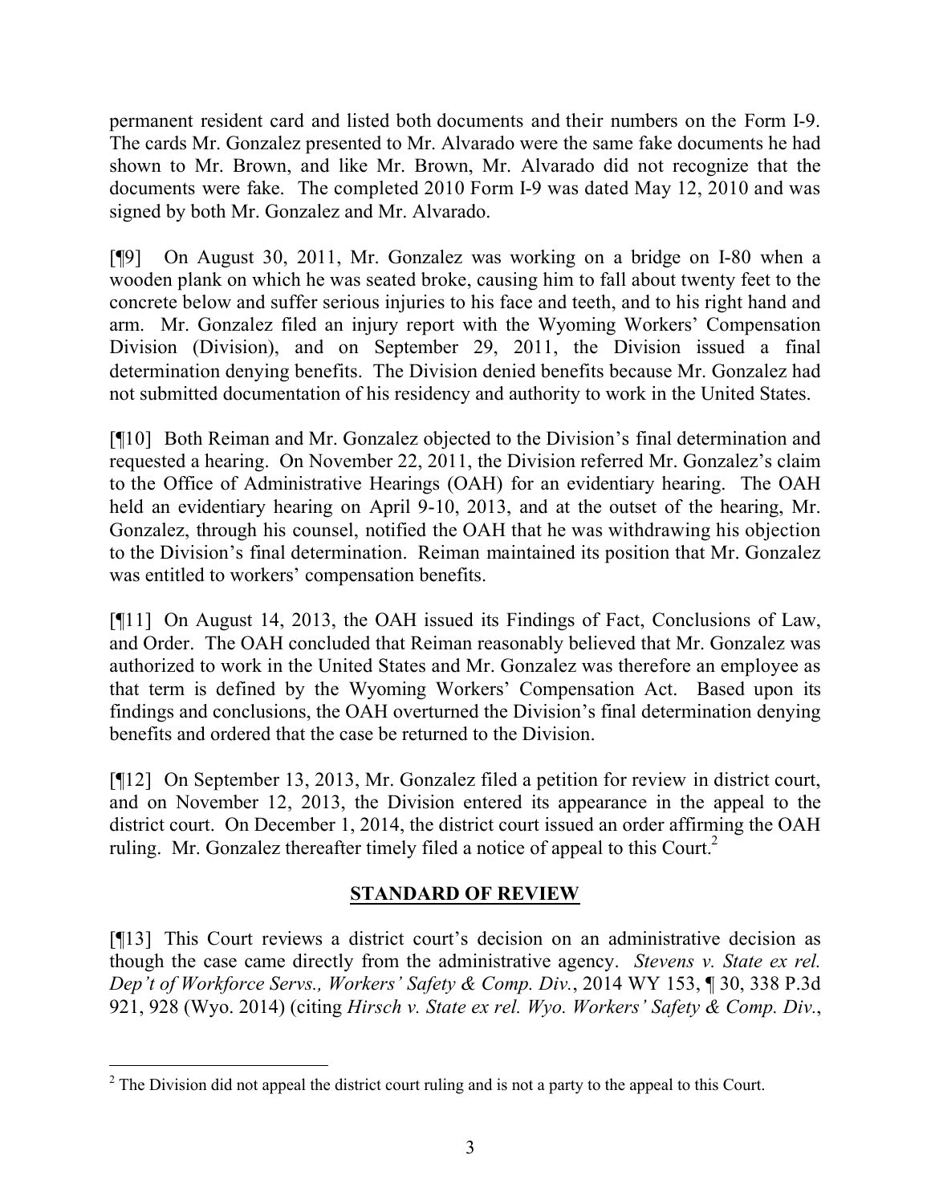permanent resident card and listed both documents and their numbers on the Form I-9. The cards Mr. Gonzalez presented to Mr. Alvarado were the same fake documents he had shown to Mr. Brown, and like Mr. Brown, Mr. Alvarado did not recognize that the documents were fake. The completed 2010 Form I-9 was dated May 12, 2010 and was signed by both Mr. Gonzalez and Mr. Alvarado.

[¶9] On August 30, 2011, Mr. Gonzalez was working on a bridge on I-80 when a wooden plank on which he was seated broke, causing him to fall about twenty feet to the concrete below and suffer serious injuries to his face and teeth, and to his right hand and arm. Mr. Gonzalez filed an injury report with the Wyoming Workers' Compensation Division (Division), and on September 29, 2011, the Division issued a final determination denying benefits. The Division denied benefits because Mr. Gonzalez had not submitted documentation of his residency and authority to work in the United States.

[¶10] Both Reiman and Mr. Gonzalez objected to the Division's final determination and requested a hearing. On November 22, 2011, the Division referred Mr. Gonzalez's claim to the Office of Administrative Hearings (OAH) for an evidentiary hearing. The OAH held an evidentiary hearing on April 9-10, 2013, and at the outset of the hearing, Mr. Gonzalez, through his counsel, notified the OAH that he was withdrawing his objection to the Division's final determination. Reiman maintained its position that Mr. Gonzalez was entitled to workers' compensation benefits.

[¶11] On August 14, 2013, the OAH issued its Findings of Fact, Conclusions of Law, and Order. The OAH concluded that Reiman reasonably believed that Mr. Gonzalez was authorized to work in the United States and Mr. Gonzalez was therefore an employee as that term is defined by the Wyoming Workers' Compensation Act. Based upon its findings and conclusions, the OAH overturned the Division's final determination denying benefits and ordered that the case be returned to the Division.

[¶12] On September 13, 2013, Mr. Gonzalez filed a petition for review in district court, and on November 12, 2013, the Division entered its appearance in the appeal to the district court. On December 1, 2014, the district court issued an order affirming the OAH ruling. Mr. Gonzalez thereafter timely filed a notice of appeal to this Court.[2]

## STANDARD OF REVIEW

[¶13] This Court reviews a district court's decision on an administrative decision as though the case came directly from the administrative agency. *Stevens v. State ex rel. Dep't of Workforce Servs., Workers' Safety & Comp. Div.*, 2014 WY 153, ¶ 30, 338 P.3d 921, 928 (Wyo. 2014) (citing *Hirsch v. State ex rel. Wyo. Workers' Safety & Comp. Div.*,

[2] The Division did not appeal the district court ruling and is not a party to the appeal to this Court.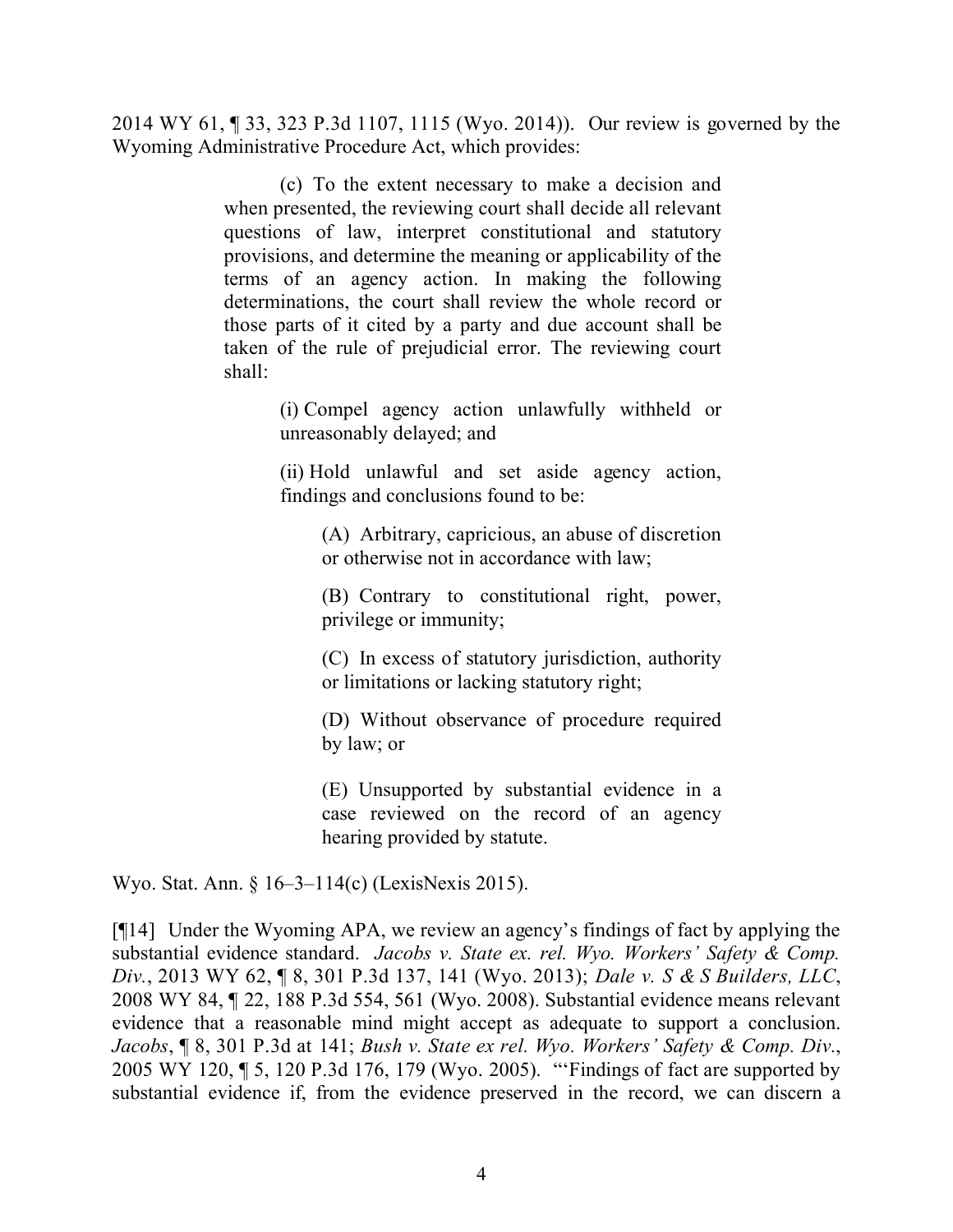2014 WY 61, ¶ 33, 323 P.3d 1107, 1115 (Wyo. 2014)). Our review is governed by the Wyoming Administrative Procedure Act, which provides:

> (c) To the extent necessary to make a decision and when presented, the reviewing court shall decide all relevant questions of law, interpret constitutional and statutory provisions, and determine the meaning or applicability of the terms of an agency action. In making the following determinations, the court shall review the whole record or those parts of it cited by a party and due account shall be taken of the rule of prejudicial error. The reviewing court shall:
>
> > (i) Compel agency action unlawfully withheld or unreasonably delayed; and
> >
> > (ii) Hold unlawful and set aside agency action, findings and conclusions found to be:
> >
> > > (A) Arbitrary, capricious, an abuse of discretion or otherwise not in accordance with law;
> > >
> > > (B) Contrary to constitutional right, power, privilege or immunity;
> > >
> > > (C) In excess of statutory jurisdiction, authority or limitations or lacking statutory right;
> > >
> > > (D) Without observance of procedure required by law; or
> > >
> > > (E) Unsupported by substantial evidence in a case reviewed on the record of an agency hearing provided by statute.

Wyo. Stat. Ann. § 16–3–114(c) (LexisNexis 2015).

[¶14] Under the Wyoming APA, we review an agency's findings of fact by applying the substantial evidence standard. *Jacobs v. State ex. rel. Wyo. Workers' Safety & Comp. Div.*, 2013 WY 62, ¶ 8, 301 P.3d 137, 141 (Wyo. 2013); *Dale v. S & S Builders, LLC*, 2008 WY 84, ¶ 22, 188 P.3d 554, 561 (Wyo. 2008). Substantial evidence means relevant evidence that a reasonable mind might accept as adequate to support a conclusion. *Jacobs*, ¶ 8, 301 P.3d at 141; *Bush v. State ex rel. Wyo. Workers' Safety & Comp. Div.*, 2005 WY 120, ¶ 5, 120 P.3d 176, 179 (Wyo. 2005). "'Findings of fact are supported by substantial evidence if, from the evidence preserved in the record, we can discern a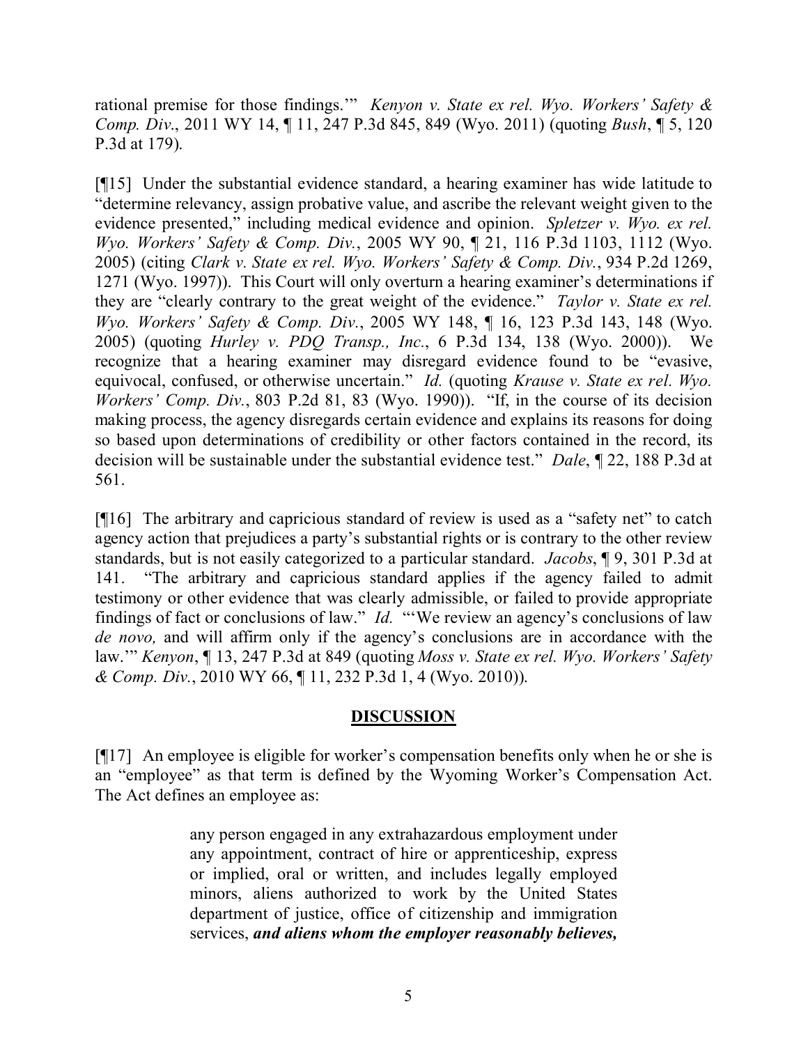rational premise for those findings.'" *Kenyon v. State ex rel. Wyo. Workers' Safety & Comp. Div.*, 2011 WY 14, ¶ 11, 247 P.3d 845, 849 (Wyo. 2011) (quoting *Bush*, ¶ 5, 120 P.3d at 179).

[¶15] Under the substantial evidence standard, a hearing examiner has wide latitude to "determine relevancy, assign probative value, and ascribe the relevant weight given to the evidence presented," including medical evidence and opinion. *Spletzer v. Wyo. ex rel. Wyo. Workers' Safety & Comp. Div.*, 2005 WY 90, ¶ 21, 116 P.3d 1103, 1112 (Wyo. 2005) (citing *Clark v. State ex rel. Wyo. Workers' Safety & Comp. Div.*, 934 P.2d 1269, 1271 (Wyo. 1997)). This Court will only overturn a hearing examiner's determinations if they are "clearly contrary to the great weight of the evidence." *Taylor v. State ex rel. Wyo. Workers' Safety & Comp. Div.*, 2005 WY 148, ¶ 16, 123 P.3d 143, 148 (Wyo. 2005) (quoting *Hurley v. PDQ Transp., Inc.*, 6 P.3d 134, 138 (Wyo. 2000)). We recognize that a hearing examiner may disregard evidence found to be "evasive, equivocal, confused, or otherwise uncertain." *Id.* (quoting *Krause v. State ex rel. Wyo. Workers' Comp. Div.*, 803 P.2d 81, 83 (Wyo. 1990)). "If, in the course of its decision making process, the agency disregards certain evidence and explains its reasons for doing so based upon determinations of credibility or other factors contained in the record, its decision will be sustainable under the substantial evidence test." *Dale*, ¶ 22, 188 P.3d at 561.

[¶16] The arbitrary and capricious standard of review is used as a "safety net" to catch agency action that prejudices a party's substantial rights or is contrary to the other review standards, but is not easily categorized to a particular standard. *Jacobs*, ¶ 9, 301 P.3d at 141. "The arbitrary and capricious standard applies if the agency failed to admit testimony or other evidence that was clearly admissible, or failed to provide appropriate findings of fact or conclusions of law." *Id.* "'We review an agency's conclusions of law *de novo,* and will affirm only if the agency's conclusions are in accordance with the law.'" *Kenyon*, ¶ 13, 247 P.3d at 849 (quoting *Moss v. State ex rel. Wyo. Workers' Safety & Comp. Div.*, 2010 WY 66, ¶ 11, 232 P.3d 1, 4 (Wyo. 2010)).

## DISCUSSION

[¶17] An employee is eligible for worker's compensation benefits only when he or she is an "employee" as that term is defined by the Wyoming Worker's Compensation Act. The Act defines an employee as:

> any person engaged in any extrahazardous employment under any appointment, contract of hire or apprenticeship, express or implied, oral or written, and includes legally employed minors, aliens authorized to work by the United States department of justice, office of citizenship and immigration services, ***and aliens whom the employer reasonably believes,***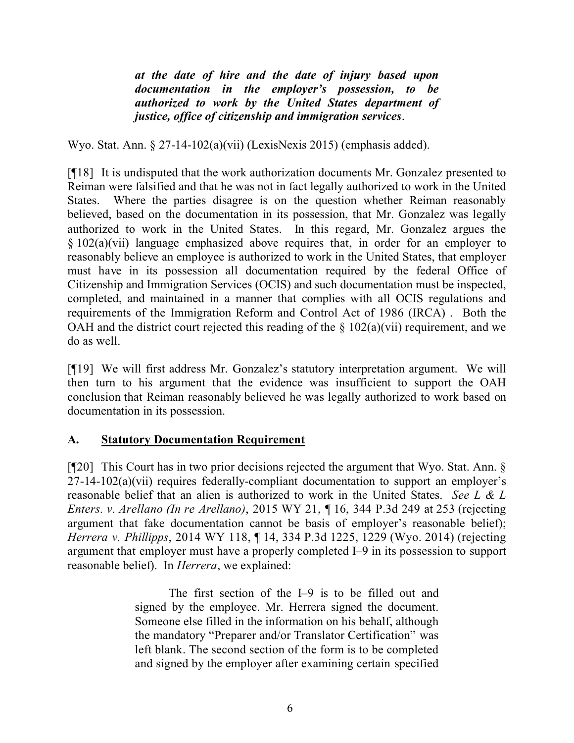> ***at the date of hire and the date of injury based upon documentation in the employer's possession, to be authorized to work by the United States department of justice, office of citizenship and immigration services*.**

Wyo. Stat. Ann. § 27-14-102(a)(vii) (LexisNexis 2015) (emphasis added).

[¶18] It is undisputed that the work authorization documents Mr. Gonzalez presented to Reiman were falsified and that he was not in fact legally authorized to work in the United States. Where the parties disagree is on the question whether Reiman reasonably believed, based on the documentation in its possession, that Mr. Gonzalez was legally authorized to work in the United States. In this regard, Mr. Gonzalez argues the § 102(a)(vii) language emphasized above requires that, in order for an employer to reasonably believe an employee is authorized to work in the United States, that employer must have in its possession all documentation required by the federal Office of Citizenship and Immigration Services (OCIS) and such documentation must be inspected, completed, and maintained in a manner that complies with all OCIS regulations and requirements of the Immigration Reform and Control Act of 1986 (IRCA) . Both the OAH and the district court rejected this reading of the § 102(a)(vii) requirement, and we do as well.

[¶19] We will first address Mr. Gonzalez's statutory interpretation argument. We will then turn to his argument that the evidence was insufficient to support the OAH conclusion that Reiman reasonably believed he was legally authorized to work based on documentation in its possession.

## A. Statutory Documentation Requirement

[¶20] This Court has in two prior decisions rejected the argument that Wyo. Stat. Ann. § 27-14-102(a)(vii) requires federally-compliant documentation to support an employer's reasonable belief that an alien is authorized to work in the United States. *See L & L Enters. v. Arellano (In re Arellano)*, 2015 WY 21, ¶ 16, 344 P.3d 249 at 253 (rejecting argument that fake documentation cannot be basis of employer's reasonable belief); *Herrera v. Phillipps*, 2014 WY 118, ¶ 14, 334 P.3d 1225, 1229 (Wyo. 2014) (rejecting argument that employer must have a properly completed I–9 in its possession to support reasonable belief). In *Herrera*, we explained:

> The first section of the I–9 is to be filled out and signed by the employee. Mr. Herrera signed the document. Someone else filled in the information on his behalf, although the mandatory "Preparer and/or Translator Certification" was left blank. The second section of the form is to be completed and signed by the employer after examining certain specified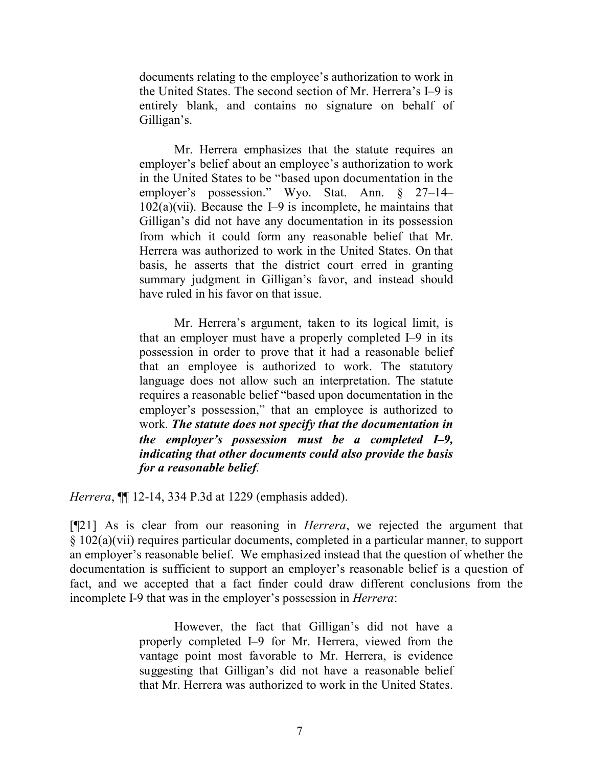> documents relating to the employee's authorization to work in the United States. The second section of Mr. Herrera's I–9 is entirely blank, and contains no signature on behalf of Gilligan's.
>
> Mr. Herrera emphasizes that the statute requires an employer's belief about an employee's authorization to work in the United States to be "based upon documentation in the employer's possession." Wyo. Stat. Ann. § 27–14–102(a)(vii). Because the I–9 is incomplete, he maintains that Gilligan's did not have any documentation in its possession from which it could form any reasonable belief that Mr. Herrera was authorized to work in the United States. On that basis, he asserts that the district court erred in granting summary judgment in Gilligan's favor, and instead should have ruled in his favor on that issue.
>
> Mr. Herrera's argument, taken to its logical limit, is that an employer must have a properly completed I–9 in its possession in order to prove that it had a reasonable belief that an employee is authorized to work. The statutory language does not allow such an interpretation. The statute requires a reasonable belief "based upon documentation in the employer's possession," that an employee is authorized to work. ***The statute does not specify that the documentation in the employer's possession must be a completed I–9, indicating that other documents could also provide the basis for a reasonable belief***.

*Herrera*, ¶¶ 12-14, 334 P.3d at 1229 (emphasis added).

[¶21] As is clear from our reasoning in *Herrera*, we rejected the argument that § 102(a)(vii) requires particular documents, completed in a particular manner, to support an employer's reasonable belief. We emphasized instead that the question of whether the documentation is sufficient to support an employer's reasonable belief is a question of fact, and we accepted that a fact finder could draw different conclusions from the incomplete I-9 that was in the employer's possession in *Herrera*:

> However, the fact that Gilligan's did not have a properly completed I–9 for Mr. Herrera, viewed from the vantage point most favorable to Mr. Herrera, is evidence suggesting that Gilligan's did not have a reasonable belief that Mr. Herrera was authorized to work in the United States.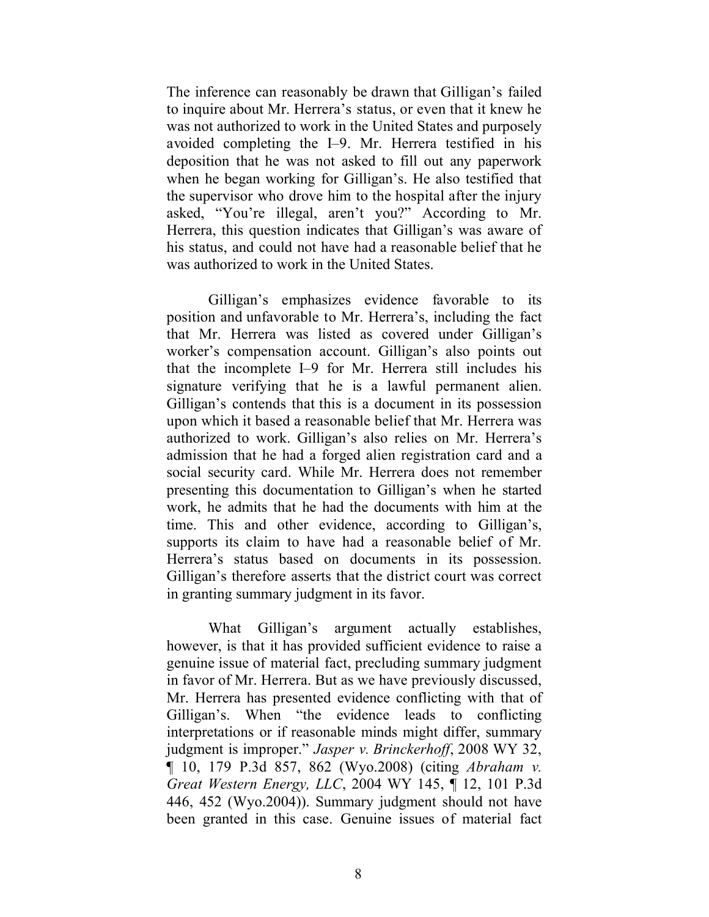The inference can reasonably be drawn that Gilligan's failed to inquire about Mr. Herrera's status, or even that it knew he was not authorized to work in the United States and purposely avoided completing the I–9. Mr. Herrera testified in his deposition that he was not asked to fill out any paperwork when he began working for Gilligan's. He also testified that the supervisor who drove him to the hospital after the injury asked, "You're illegal, aren't you?" According to Mr. Herrera, this question indicates that Gilligan's was aware of his status, and could not have had a reasonable belief that he was authorized to work in the United States.

Gilligan's emphasizes evidence favorable to its position and unfavorable to Mr. Herrera's, including the fact that Mr. Herrera was listed as covered under Gilligan's worker's compensation account. Gilligan's also points out that the incomplete I–9 for Mr. Herrera still includes his signature verifying that he is a lawful permanent alien. Gilligan's contends that this is a document in its possession upon which it based a reasonable belief that Mr. Herrera was authorized to work. Gilligan's also relies on Mr. Herrera's admission that he had a forged alien registration card and a social security card. While Mr. Herrera does not remember presenting this documentation to Gilligan's when he started work, he admits that he had the documents with him at the time. This and other evidence, according to Gilligan's, supports its claim to have had a reasonable belief of Mr. Herrera's status based on documents in its possession. Gilligan's therefore asserts that the district court was correct in granting summary judgment in its favor.

What Gilligan's argument actually establishes, however, is that it has provided sufficient evidence to raise a genuine issue of material fact, precluding summary judgment in favor of Mr. Herrera. But as we have previously discussed, Mr. Herrera has presented evidence conflicting with that of Gilligan's. When "the evidence leads to conflicting interpretations or if reasonable minds might differ, summary judgment is improper." *Jasper v. Brinckerhoff*, 2008 WY 32, ¶ 10, 179 P.3d 857, 862 (Wyo.2008) (citing *Abraham v. Great Western Energy, LLC*, 2004 WY 145, ¶ 12, 101 P.3d 446, 452 (Wyo.2004)). Summary judgment should not have been granted in this case. Genuine issues of material fact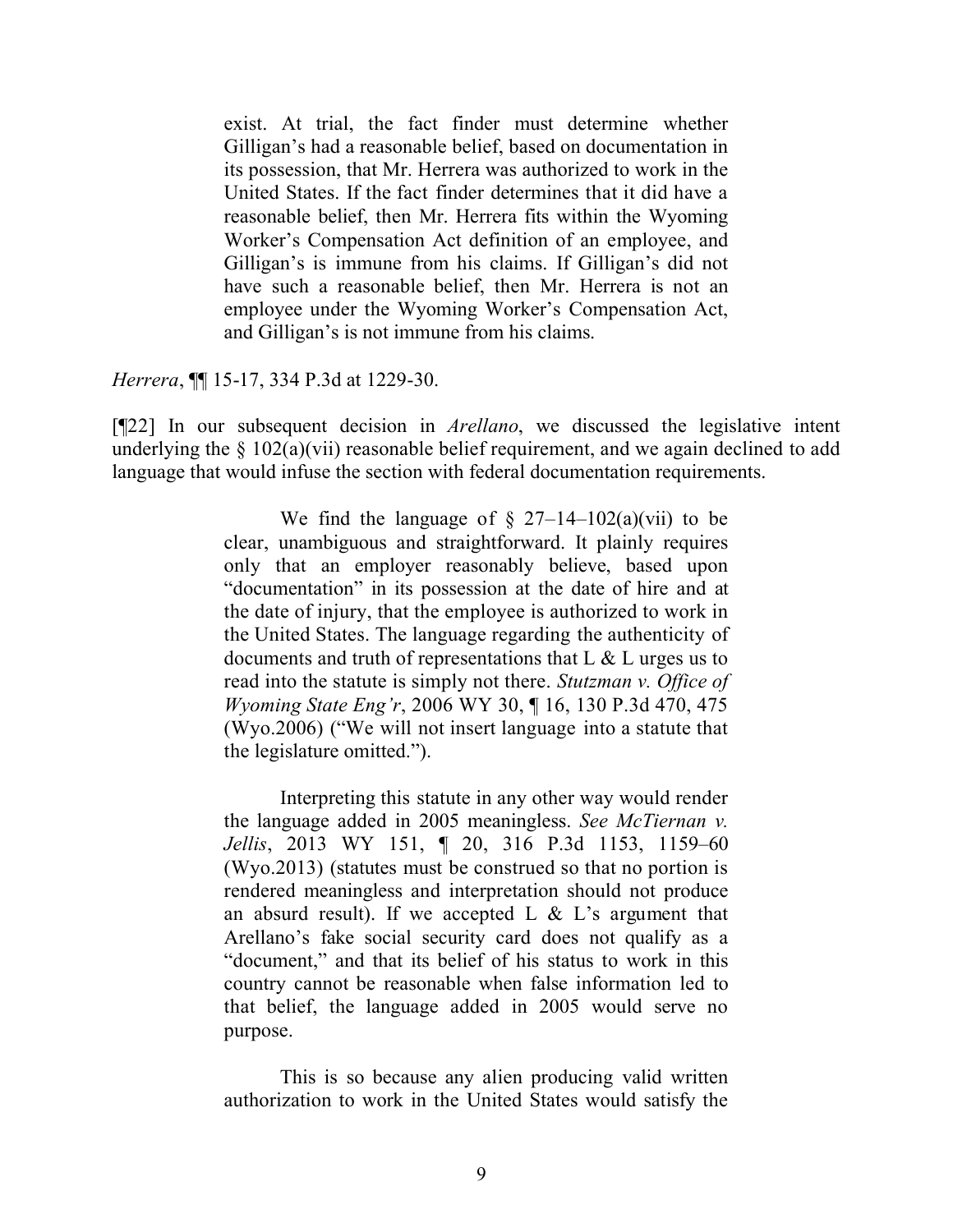> exist. At trial, the fact finder must determine whether Gilligan's had a reasonable belief, based on documentation in its possession, that Mr. Herrera was authorized to work in the United States. If the fact finder determines that it did have a reasonable belief, then Mr. Herrera fits within the Wyoming Worker's Compensation Act definition of an employee, and Gilligan's is immune from his claims. If Gilligan's did not have such a reasonable belief, then Mr. Herrera is not an employee under the Wyoming Worker's Compensation Act, and Gilligan's is not immune from his claims.

*Herrera*, ¶¶ 15-17, 334 P.3d at 1229-30.

[¶22] In our subsequent decision in *Arellano*, we discussed the legislative intent underlying the § 102(a)(vii) reasonable belief requirement, and we again declined to add language that would infuse the section with federal documentation requirements.

> We find the language of § 27–14–102(a)(vii) to be clear, unambiguous and straightforward. It plainly requires only that an employer reasonably believe, based upon "documentation" in its possession at the date of hire and at the date of injury, that the employee is authorized to work in the United States. The language regarding the authenticity of documents and truth of representations that L & L urges us to read into the statute is simply not there. *Stutzman v. Office of Wyoming State Eng'r*, 2006 WY 30, ¶ 16, 130 P.3d 470, 475 (Wyo.2006) ("We will not insert language into a statute that the legislature omitted.").
>
> Interpreting this statute in any other way would render the language added in 2005 meaningless. *See McTiernan v. Jellis*, 2013 WY 151, ¶ 20, 316 P.3d 1153, 1159–60 (Wyo.2013) (statutes must be construed so that no portion is rendered meaningless and interpretation should not produce an absurd result). If we accepted L & L's argument that Arellano's fake social security card does not qualify as a "document," and that its belief of his status to work in this country cannot be reasonable when false information led to that belief, the language added in 2005 would serve no purpose.
>
> This is so because any alien producing valid written authorization to work in the United States would satisfy the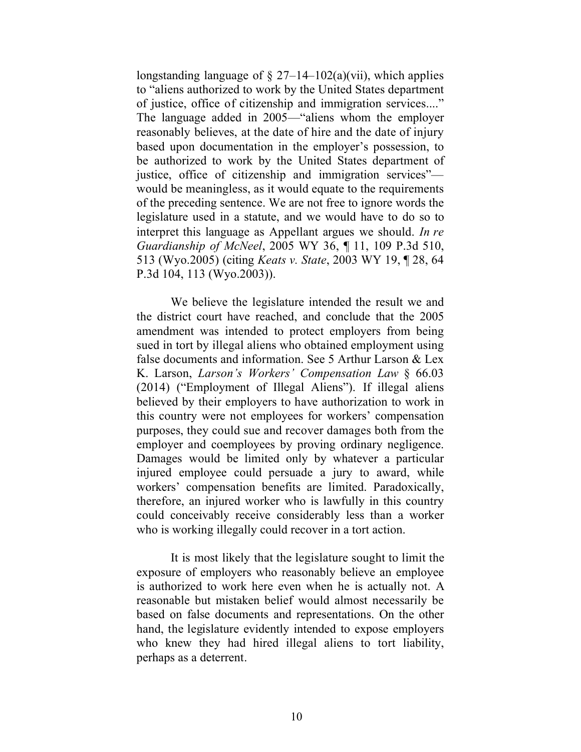longstanding language of § 27–14–102(a)(vii), which applies to "aliens authorized to work by the United States department of justice, office of citizenship and immigration services...." The language added in 2005—"aliens whom the employer reasonably believes, at the date of hire and the date of injury based upon documentation in the employer's possession, to be authorized to work by the United States department of justice, office of citizenship and immigration services"—would be meaningless, as it would equate to the requirements of the preceding sentence. We are not free to ignore words the legislature used in a statute, and we would have to do so to interpret this language as Appellant argues we should. *In re Guardianship of McNeel*, 2005 WY 36, ¶ 11, 109 P.3d 510, 513 (Wyo.2005) (citing *Keats v. State*, 2003 WY 19, ¶ 28, 64 P.3d 104, 113 (Wyo.2003)).

We believe the legislature intended the result we and the district court have reached, and conclude that the 2005 amendment was intended to protect employers from being sued in tort by illegal aliens who obtained employment using false documents and information. See 5 Arthur Larson & Lex K. Larson, *Larson's Workers' Compensation Law* § 66.03 (2014) ("Employment of Illegal Aliens"). If illegal aliens believed by their employers to have authorization to work in this country were not employees for workers' compensation purposes, they could sue and recover damages both from the employer and coemployees by proving ordinary negligence. Damages would be limited only by whatever a particular injured employee could persuade a jury to award, while workers' compensation benefits are limited. Paradoxically, therefore, an injured worker who is lawfully in this country could conceivably receive considerably less than a worker who is working illegally could recover in a tort action.

It is most likely that the legislature sought to limit the exposure of employers who reasonably believe an employee is authorized to work here even when he is actually not. A reasonable but mistaken belief would almost necessarily be based on false documents and representations. On the other hand, the legislature evidently intended to expose employers who knew they had hired illegal aliens to tort liability, perhaps as a deterrent.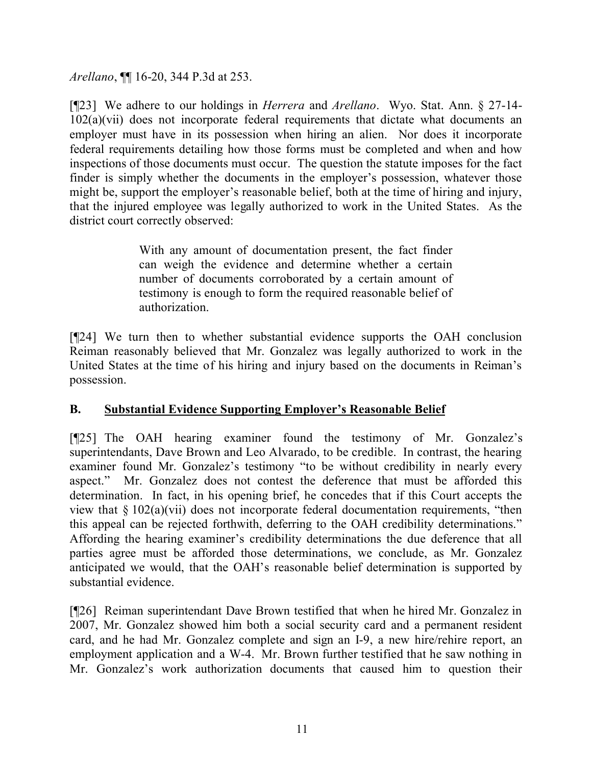*Arellano*, ¶¶ 16-20, 344 P.3d at 253.

[¶23] We adhere to our holdings in *Herrera* and *Arellano*. Wyo. Stat. Ann. § 27-14-102(a)(vii) does not incorporate federal requirements that dictate what documents an employer must have in its possession when hiring an alien. Nor does it incorporate federal requirements detailing how those forms must be completed and when and how inspections of those documents must occur. The question the statute imposes for the fact finder is simply whether the documents in the employer's possession, whatever those might be, support the employer's reasonable belief, both at the time of hiring and injury, that the injured employee was legally authorized to work in the United States. As the district court correctly observed:

> With any amount of documentation present, the fact finder can weigh the evidence and determine whether a certain number of documents corroborated by a certain amount of testimony is enough to form the required reasonable belief of authorization.

[¶24] We turn then to whether substantial evidence supports the OAH conclusion Reiman reasonably believed that Mr. Gonzalez was legally authorized to work in the United States at the time of his hiring and injury based on the documents in Reiman's possession.

## B. <u>Substantial Evidence Supporting Employer's Reasonable Belief</u>

[¶25] The OAH hearing examiner found the testimony of Mr. Gonzalez's superintendants, Dave Brown and Leo Alvarado, to be credible. In contrast, the hearing examiner found Mr. Gonzalez's testimony "to be without credibility in nearly every aspect." Mr. Gonzalez does not contest the deference that must be afforded this determination. In fact, in his opening brief, he concedes that if this Court accepts the view that § 102(a)(vii) does not incorporate federal documentation requirements, "then this appeal can be rejected forthwith, deferring to the OAH credibility determinations." Affording the hearing examiner's credibility determinations the due deference that all parties agree must be afforded those determinations, we conclude, as Mr. Gonzalez anticipated we would, that the OAH's reasonable belief determination is supported by substantial evidence.

[¶26] Reiman superintendant Dave Brown testified that when he hired Mr. Gonzalez in 2007, Mr. Gonzalez showed him both a social security card and a permanent resident card, and he had Mr. Gonzalez complete and sign an I-9, a new hire/rehire report, an employment application and a W-4. Mr. Brown further testified that he saw nothing in Mr. Gonzalez's work authorization documents that caused him to question their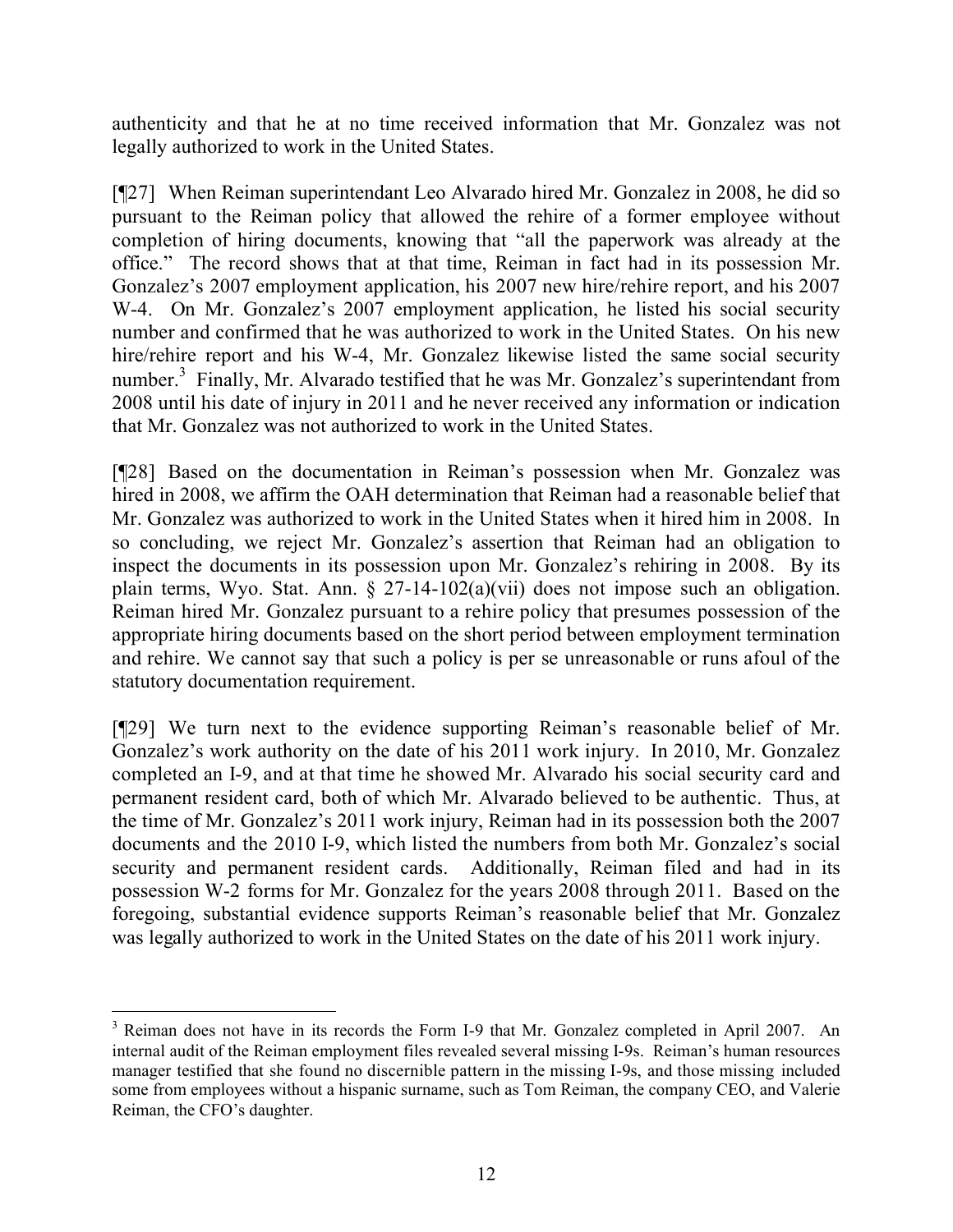authenticity and that he at no time received information that Mr. Gonzalez was not legally authorized to work in the United States.

[¶27] When Reiman superintendant Leo Alvarado hired Mr. Gonzalez in 2008, he did so pursuant to the Reiman policy that allowed the rehire of a former employee without completion of hiring documents, knowing that "all the paperwork was already at the office." The record shows that at that time, Reiman in fact had in its possession Mr. Gonzalez's 2007 employment application, his 2007 new hire/rehire report, and his 2007 W-4. On Mr. Gonzalez's 2007 employment application, he listed his social security number and confirmed that he was authorized to work in the United States. On his new hire/rehire report and his W-4, Mr. Gonzalez likewise listed the same social security number.[3] Finally, Mr. Alvarado testified that he was Mr. Gonzalez's superintendant from 2008 until his date of injury in 2011 and he never received any information or indication that Mr. Gonzalez was not authorized to work in the United States.

[¶28] Based on the documentation in Reiman's possession when Mr. Gonzalez was hired in 2008, we affirm the OAH determination that Reiman had a reasonable belief that Mr. Gonzalez was authorized to work in the United States when it hired him in 2008. In so concluding, we reject Mr. Gonzalez's assertion that Reiman had an obligation to inspect the documents in its possession upon Mr. Gonzalez's rehiring in 2008. By its plain terms, Wyo. Stat. Ann. § 27-14-102(a)(vii) does not impose such an obligation. Reiman hired Mr. Gonzalez pursuant to a rehire policy that presumes possession of the appropriate hiring documents based on the short period between employment termination and rehire. We cannot say that such a policy is per se unreasonable or runs afoul of the statutory documentation requirement.

[¶29] We turn next to the evidence supporting Reiman's reasonable belief of Mr. Gonzalez's work authority on the date of his 2011 work injury. In 2010, Mr. Gonzalez completed an I-9, and at that time he showed Mr. Alvarado his social security card and permanent resident card, both of which Mr. Alvarado believed to be authentic. Thus, at the time of Mr. Gonzalez's 2011 work injury, Reiman had in its possession both the 2007 documents and the 2010 I-9, which listed the numbers from both Mr. Gonzalez's social security and permanent resident cards. Additionally, Reiman filed and had in its possession W-2 forms for Mr. Gonzalez for the years 2008 through 2011. Based on the foregoing, substantial evidence supports Reiman's reasonable belief that Mr. Gonzalez was legally authorized to work in the United States on the date of his 2011 work injury.

---

[3] Reiman does not have in its records the Form I-9 that Mr. Gonzalez completed in April 2007. An internal audit of the Reiman employment files revealed several missing I-9s. Reiman's human resources manager testified that she found no discernible pattern in the missing I-9s, and those missing included some from employees without a hispanic surname, such as Tom Reiman, the company CEO, and Valerie Reiman, the CFO's daughter.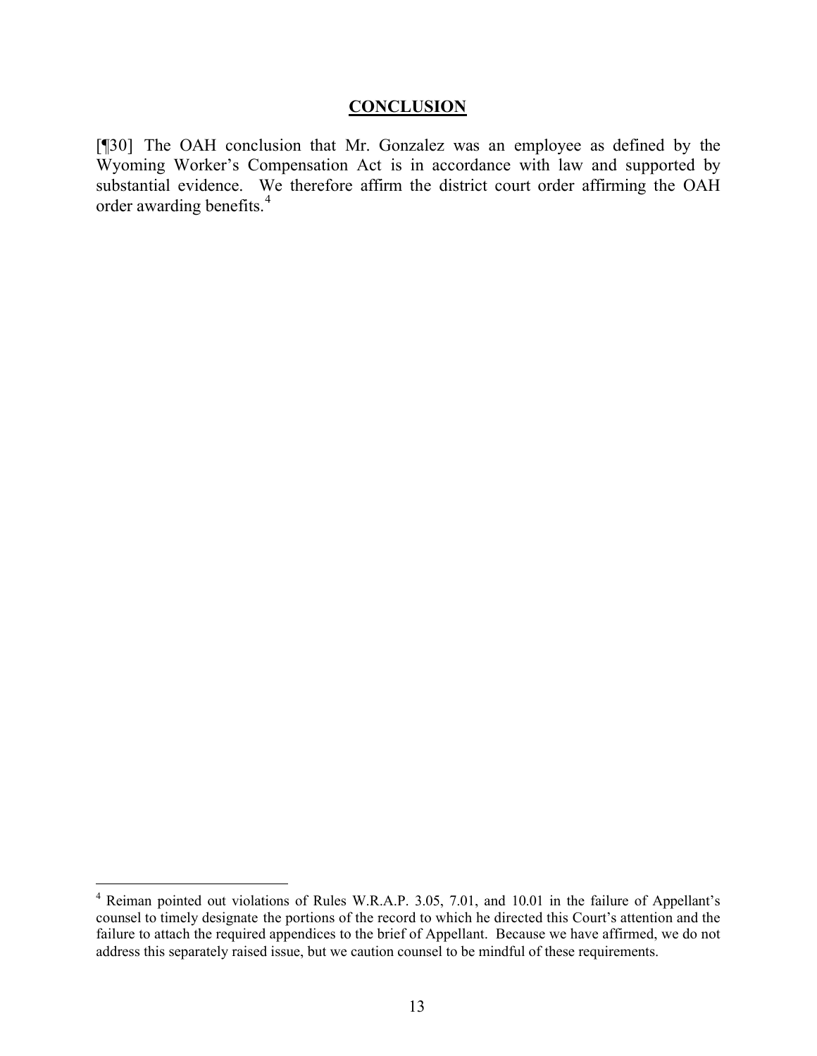## CONCLUSION

[¶30] The OAH conclusion that Mr. Gonzalez was an employee as defined by the Wyoming Worker's Compensation Act is in accordance with law and supported by substantial evidence. We therefore affirm the district court order affirming the OAH order awarding benefits.[4]

[4] Reiman pointed out violations of Rules W.R.A.P. 3.05, 7.01, and 10.01 in the failure of Appellant's counsel to timely designate the portions of the record to which he directed this Court's attention and the failure to attach the required appendices to the brief of Appellant. Because we have affirmed, we do not address this separately raised issue, but we caution counsel to be mindful of these requirements.